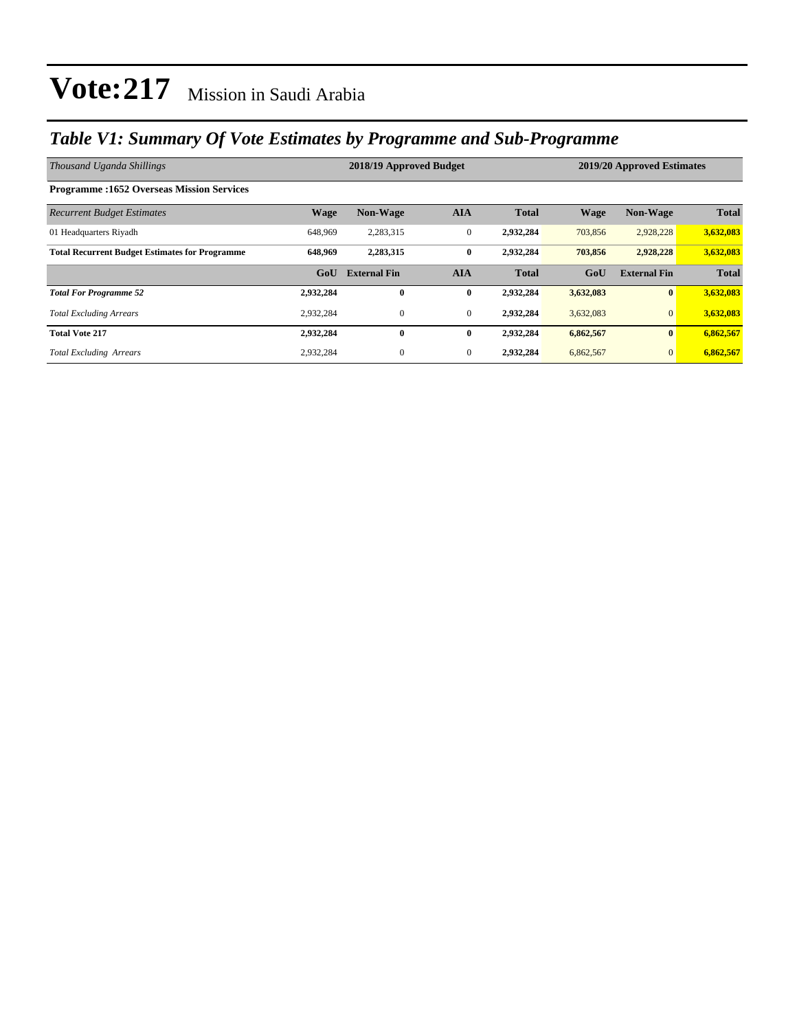# Vote:217 Mission in Saudi Arabia

## *Table V1: Summary Of Vote Estimates by Programme and Sub-Programme*

| *Thousand Uganda Shillings* | 2018/19 Approved Budget | | | | 2019/20 Approved Estimates | | |
|---|---|---|---|---|---|---|---|
| **Programme :1652 Overseas Mission Services** | | | | | | | |
| *Recurrent Budget Estimates* | **Wage** | **Non-Wage** | **AIA** | **Total** | **Wage** | **Non-Wage** | **Total** |
| 01 Headquarters Riyadh | 648,969 | 2,283,315 | 0 | **2,932,284** | 703,856 | 2,928,228 | **3,632,083** |
| **Total Recurrent Budget Estimates for Programme** | **648,969** | **2,283,315** | **0** | **2,932,284** | **703,856** | **2,928,228** | **3,632,083** |
| | **GoU** | **External Fin** | **AIA** | **Total** | **GoU** | **External Fin** | **Total** |
| ***Total For Programme 52*** | **2,932,284** | **0** | **0** | **2,932,284** | **3,632,083** | **0** | **3,632,083** |
| *Total Excluding Arrears* | 2,932,284 | 0 | 0 | **2,932,284** | 3,632,083 | 0 | **3,632,083** |
| **Total Vote 217** | **2,932,284** | **0** | **0** | **2,932,284** | **6,862,567** | **0** | **6,862,567** |
| *Total Excluding Arrears* | 2,932,284 | 0 | 0 | **2,932,284** | 6,862,567 | 0 | **6,862,567** |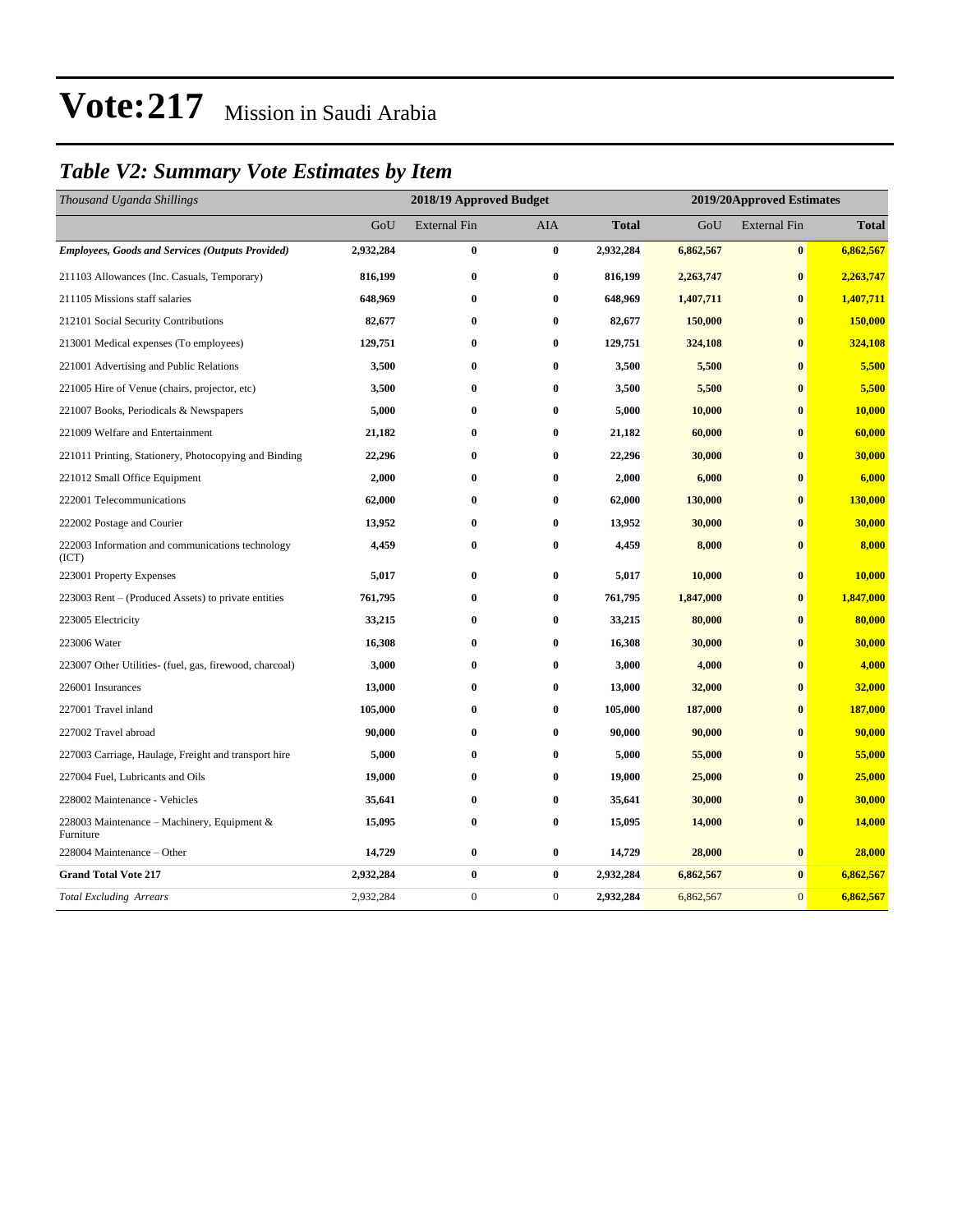# Vote:217 Mission in Saudi Arabia

## *Table V2: Summary Vote Estimates by Item*

| *Thousand Uganda Shillings* | 2018/19 Approved Budget | | | | 2019/20Approved Estimates | | |
|---|---|---|---|---|---|---|---|
| | GoU | External Fin | AIA | **Total** | GoU | External Fin | **Total** |
| ***Employees, Goods and Services (Outputs Provided)*** | **2,932,284** | **0** | **0** | **2,932,284** | **6,862,567** | **0** | **6,862,567** |
| 211103 Allowances (Inc. Casuals, Temporary) | **816,199** | **0** | **0** | **816,199** | **2,263,747** | **0** | **2,263,747** |
| 211105 Missions staff salaries | **648,969** | **0** | **0** | **648,969** | **1,407,711** | **0** | **1,407,711** |
| 212101 Social Security Contributions | **82,677** | **0** | **0** | **82,677** | **150,000** | **0** | **150,000** |
| 213001 Medical expenses (To employees) | **129,751** | **0** | **0** | **129,751** | **324,108** | **0** | **324,108** |
| 221001 Advertising and Public Relations | **3,500** | **0** | **0** | **3,500** | **5,500** | **0** | **5,500** |
| 221005 Hire of Venue (chairs, projector, etc) | **3,500** | **0** | **0** | **3,500** | **5,500** | **0** | **5,500** |
| 221007 Books, Periodicals & Newspapers | **5,000** | **0** | **0** | **5,000** | **10,000** | **0** | **10,000** |
| 221009 Welfare and Entertainment | **21,182** | **0** | **0** | **21,182** | **60,000** | **0** | **60,000** |
| 221011 Printing, Stationery, Photocopying and Binding | **22,296** | **0** | **0** | **22,296** | **30,000** | **0** | **30,000** |
| 221012 Small Office Equipment | **2,000** | **0** | **0** | **2,000** | **6,000** | **0** | **6,000** |
| 222001 Telecommunications | **62,000** | **0** | **0** | **62,000** | **130,000** | **0** | **130,000** |
| 222002 Postage and Courier | **13,952** | **0** | **0** | **13,952** | **30,000** | **0** | **30,000** |
| 222003 Information and communications technology (ICT) | **4,459** | **0** | **0** | **4,459** | **8,000** | **0** | **8,000** |
| 223001 Property Expenses | **5,017** | **0** | **0** | **5,017** | **10,000** | **0** | **10,000** |
| 223003 Rent – (Produced Assets) to private entities | **761,795** | **0** | **0** | **761,795** | **1,847,000** | **0** | **1,847,000** |
| 223005 Electricity | **33,215** | **0** | **0** | **33,215** | **80,000** | **0** | **80,000** |
| 223006 Water | **16,308** | **0** | **0** | **16,308** | **30,000** | **0** | **30,000** |
| 223007 Other Utilities- (fuel, gas, firewood, charcoal) | **3,000** | **0** | **0** | **3,000** | **4,000** | **0** | **4,000** |
| 226001 Insurances | **13,000** | **0** | **0** | **13,000** | **32,000** | **0** | **32,000** |
| 227001 Travel inland | **105,000** | **0** | **0** | **105,000** | **187,000** | **0** | **187,000** |
| 227002 Travel abroad | **90,000** | **0** | **0** | **90,000** | **90,000** | **0** | **90,000** |
| 227003 Carriage, Haulage, Freight and transport hire | **5,000** | **0** | **0** | **5,000** | **55,000** | **0** | **55,000** |
| 227004 Fuel, Lubricants and Oils | **19,000** | **0** | **0** | **19,000** | **25,000** | **0** | **25,000** |
| 228002 Maintenance - Vehicles | **35,641** | **0** | **0** | **35,641** | **30,000** | **0** | **30,000** |
| 228003 Maintenance – Machinery, Equipment & Furniture | **15,095** | **0** | **0** | **15,095** | **14,000** | **0** | **14,000** |
| 228004 Maintenance – Other | **14,729** | **0** | **0** | **14,729** | **28,000** | **0** | **28,000** |
| **Grand Total Vote 217** | **2,932,284** | **0** | **0** | **2,932,284** | **6,862,567** | **0** | **6,862,567** |
| *Total Excluding Arrears* | 2,932,284 | 0 | 0 | **2,932,284** | 6,862,567 | 0 | **6,862,567** |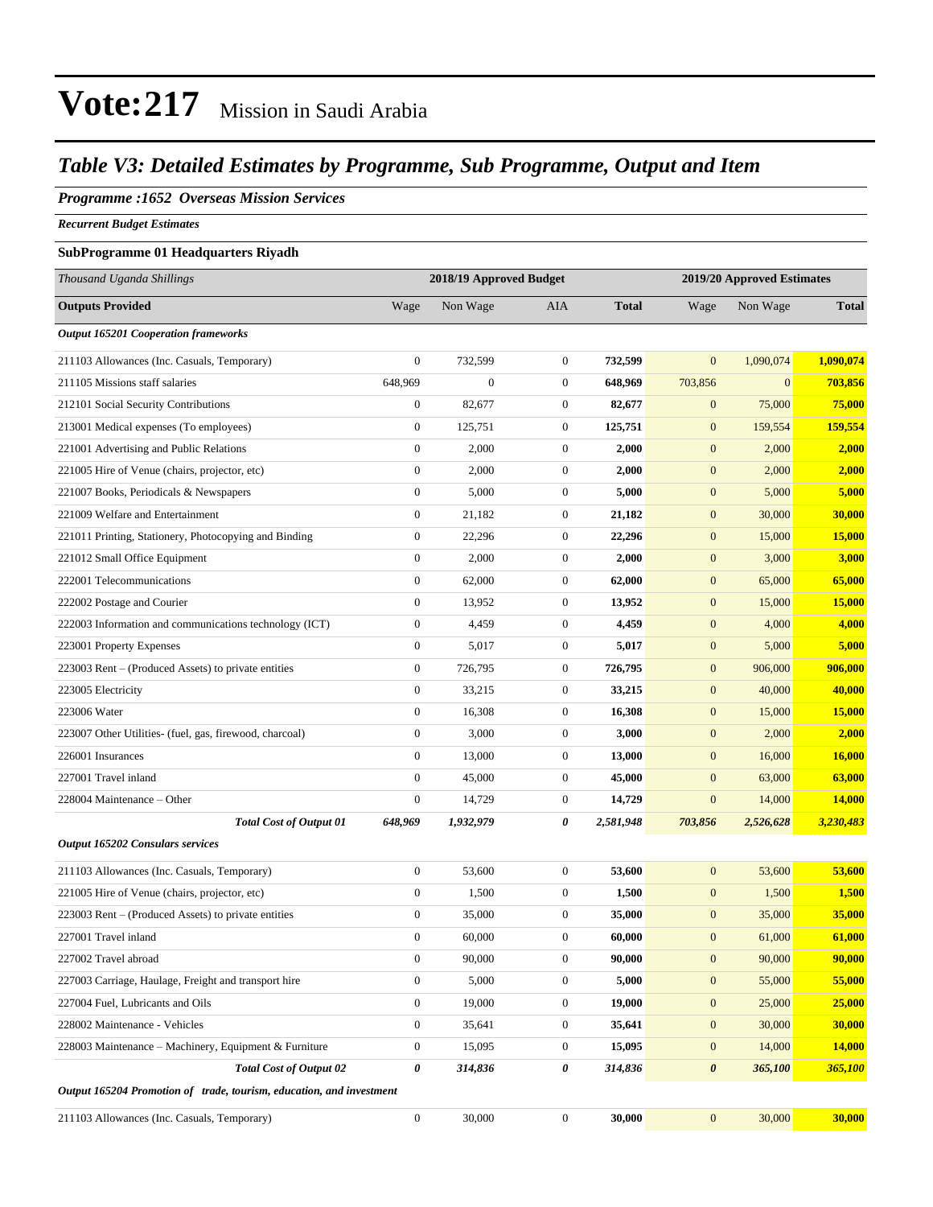# Vote:217 Mission in Saudi Arabia

## *Table V3: Detailed Estimates by Programme, Sub Programme, Output and Item*

***Programme :1652 Overseas Mission Services***

***Recurrent Budget Estimates***

**SubProgramme 01 Headquarters Riyadh**

| *Thousand Uganda Shillings* | 2018/19 Approved Budget | | | | 2019/20 Approved Estimates | | |
|---|---|---|---|---|---|---|---|
| **Outputs Provided** | Wage | Non Wage | AIA | **Total** | Wage | Non Wage | **Total** |
| ***Output 165201 Cooperation frameworks*** | | | | | | | |
| 211103 Allowances (Inc. Casuals, Temporary) | 0 | 732,599 | 0 | **732,599** | 0 | 1,090,074 | **1,090,074** |
| 211105 Missions staff salaries | 648,969 | 0 | 0 | **648,969** | 703,856 | 0 | **703,856** |
| 212101 Social Security Contributions | 0 | 82,677 | 0 | **82,677** | 0 | 75,000 | **75,000** |
| 213001 Medical expenses (To employees) | 0 | 125,751 | 0 | **125,751** | 0 | 159,554 | **159,554** |
| 221001 Advertising and Public Relations | 0 | 2,000 | 0 | **2,000** | 0 | 2,000 | **2,000** |
| 221005 Hire of Venue (chairs, projector, etc) | 0 | 2,000 | 0 | **2,000** | 0 | 2,000 | **2,000** |
| 221007 Books, Periodicals & Newspapers | 0 | 5,000 | 0 | **5,000** | 0 | 5,000 | **5,000** |
| 221009 Welfare and Entertainment | 0 | 21,182 | 0 | **21,182** | 0 | 30,000 | **30,000** |
| 221011 Printing, Stationery, Photocopying and Binding | 0 | 22,296 | 0 | **22,296** | 0 | 15,000 | **15,000** |
| 221012 Small Office Equipment | 0 | 2,000 | 0 | **2,000** | 0 | 3,000 | **3,000** |
| 222001 Telecommunications | 0 | 62,000 | 0 | **62,000** | 0 | 65,000 | **65,000** |
| 222002 Postage and Courier | 0 | 13,952 | 0 | **13,952** | 0 | 15,000 | **15,000** |
| 222003 Information and communications technology (ICT) | 0 | 4,459 | 0 | **4,459** | 0 | 4,000 | **4,000** |
| 223001 Property Expenses | 0 | 5,017 | 0 | **5,017** | 0 | 5,000 | **5,000** |
| 223003 Rent – (Produced Assets) to private entities | 0 | 726,795 | 0 | **726,795** | 0 | 906,000 | **906,000** |
| 223005 Electricity | 0 | 33,215 | 0 | **33,215** | 0 | 40,000 | **40,000** |
| 223006 Water | 0 | 16,308 | 0 | **16,308** | 0 | 15,000 | **15,000** |
| 223007 Other Utilities- (fuel, gas, firewood, charcoal) | 0 | 3,000 | 0 | **3,000** | 0 | 2,000 | **2,000** |
| 226001 Insurances | 0 | 13,000 | 0 | **13,000** | 0 | 16,000 | **16,000** |
| 227001 Travel inland | 0 | 45,000 | 0 | **45,000** | 0 | 63,000 | **63,000** |
| 228004 Maintenance – Other | 0 | 14,729 | 0 | **14,729** | 0 | 14,000 | **14,000** |
| ***Total Cost of Output 01*** | ***648,969*** | ***1,932,979*** | ***0*** | ***2,581,948*** | ***703,856*** | ***2,526,628*** | ***3,230,483*** |
| ***Output 165202 Consulars services*** | | | | | | | |
| 211103 Allowances (Inc. Casuals, Temporary) | 0 | 53,600 | 0 | **53,600** | 0 | 53,600 | **53,600** |
| 221005 Hire of Venue (chairs, projector, etc) | 0 | 1,500 | 0 | **1,500** | 0 | 1,500 | **1,500** |
| 223003 Rent – (Produced Assets) to private entities | 0 | 35,000 | 0 | **35,000** | 0 | 35,000 | **35,000** |
| 227001 Travel inland | 0 | 60,000 | 0 | **60,000** | 0 | 61,000 | **61,000** |
| 227002 Travel abroad | 0 | 90,000 | 0 | **90,000** | 0 | 90,000 | **90,000** |
| 227003 Carriage, Haulage, Freight and transport hire | 0 | 5,000 | 0 | **5,000** | 0 | 55,000 | **55,000** |
| 227004 Fuel, Lubricants and Oils | 0 | 19,000 | 0 | **19,000** | 0 | 25,000 | **25,000** |
| 228002 Maintenance - Vehicles | 0 | 35,641 | 0 | **35,641** | 0 | 30,000 | **30,000** |
| 228003 Maintenance – Machinery, Equipment & Furniture | 0 | 15,095 | 0 | **15,095** | 0 | 14,000 | **14,000** |
| ***Total Cost of Output 02*** | ***0*** | ***314,836*** | ***0*** | ***314,836*** | ***0*** | ***365,100*** | ***365,100*** |
| ***Output 165204 Promotion of trade, tourism, education, and investment*** | | | | | | | |
| 211103 Allowances (Inc. Casuals, Temporary) | 0 | 30,000 | 0 | **30,000** | 0 | 30,000 | **30,000** |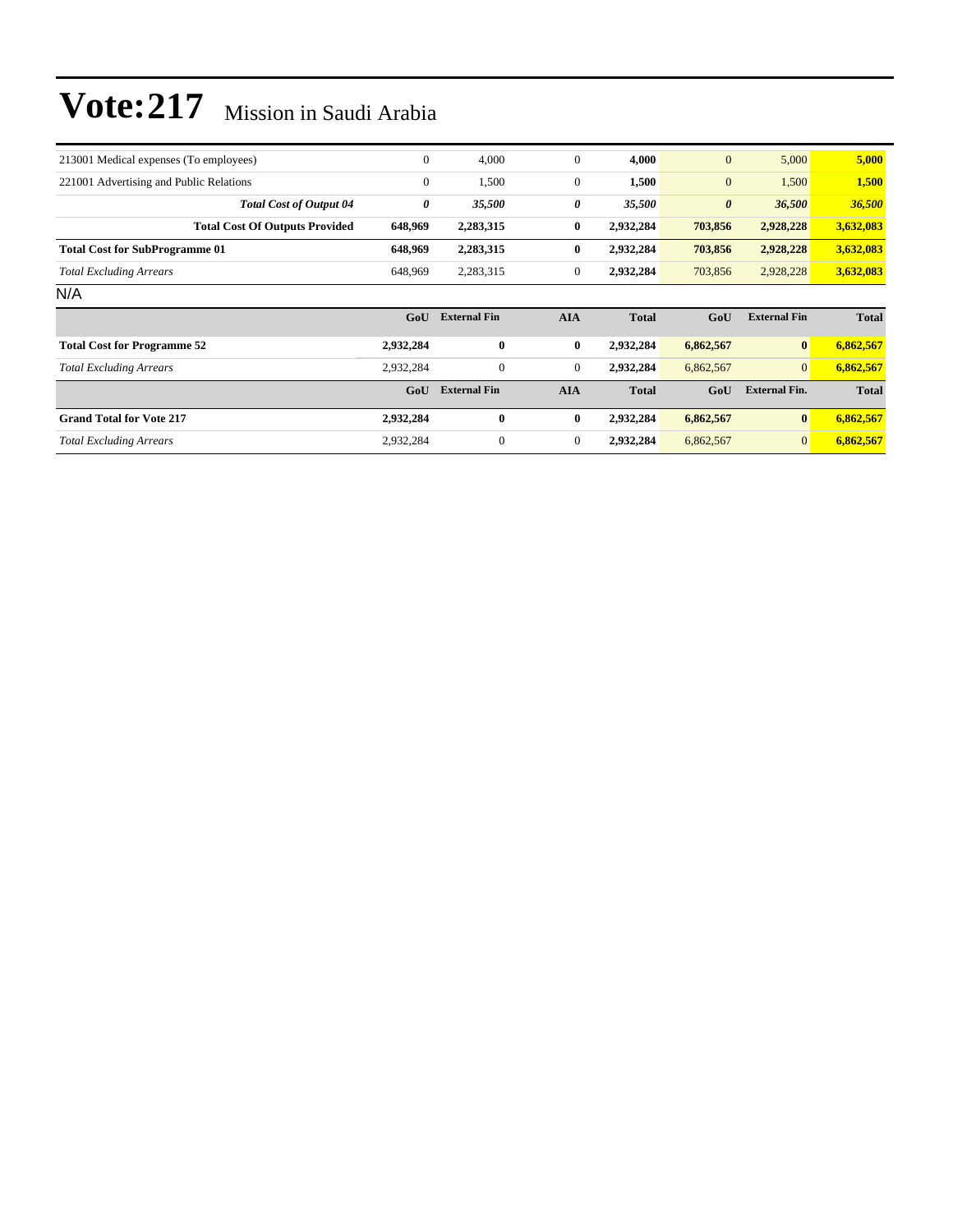# Vote:217 Mission in Saudi Arabia

| | | | | | | | |
|---|---|---|---|---|---|---|---|
| 213001 Medical expenses (To employees) | 0 | 4,000 | 0 | **4,000** | 0 | 5,000 | **5,000** |
| 221001 Advertising and Public Relations | 0 | 1,500 | 0 | **1,500** | 0 | 1,500 | **1,500** |
| ***Total Cost of Output 04*** | ***0*** | ***35,500*** | ***0*** | ***35,500*** | ***0*** | ***36,500*** | ***36,500*** |
| **Total Cost Of Outputs Provided** | **648,969** | **2,283,315** | **0** | **2,932,284** | **703,856** | **2,928,228** | **3,632,083** |
| **Total Cost for SubProgramme 01** | **648,969** | **2,283,315** | **0** | **2,932,284** | **703,856** | **2,928,228** | **3,632,083** |
| *Total Excluding Arrears* | 648,969 | 2,283,315 | 0 | **2,932,284** | 703,856 | 2,928,228 | **3,632,083** |

N/A

| | GoU | External Fin | AIA | Total | GoU | External Fin | Total |
|---|---|---|---|---|---|---|---|
| **Total Cost for Programme 52** | **2,932,284** | **0** | **0** | **2,932,284** | **6,862,567** | **0** | **6,862,567** |
| *Total Excluding Arrears* | 2,932,284 | 0 | 0 | **2,932,284** | 6,862,567 | 0 | **6,862,567** |

| | GoU | External Fin | AIA | Total | GoU | External Fin. | Total |
|---|---|---|---|---|---|---|---|
| **Grand Total for Vote 217** | **2,932,284** | **0** | **0** | **2,932,284** | **6,862,567** | **0** | **6,862,567** |
| *Total Excluding Arrears* | 2,932,284 | 0 | 0 | **2,932,284** | 6,862,567 | 0 | **6,862,567** |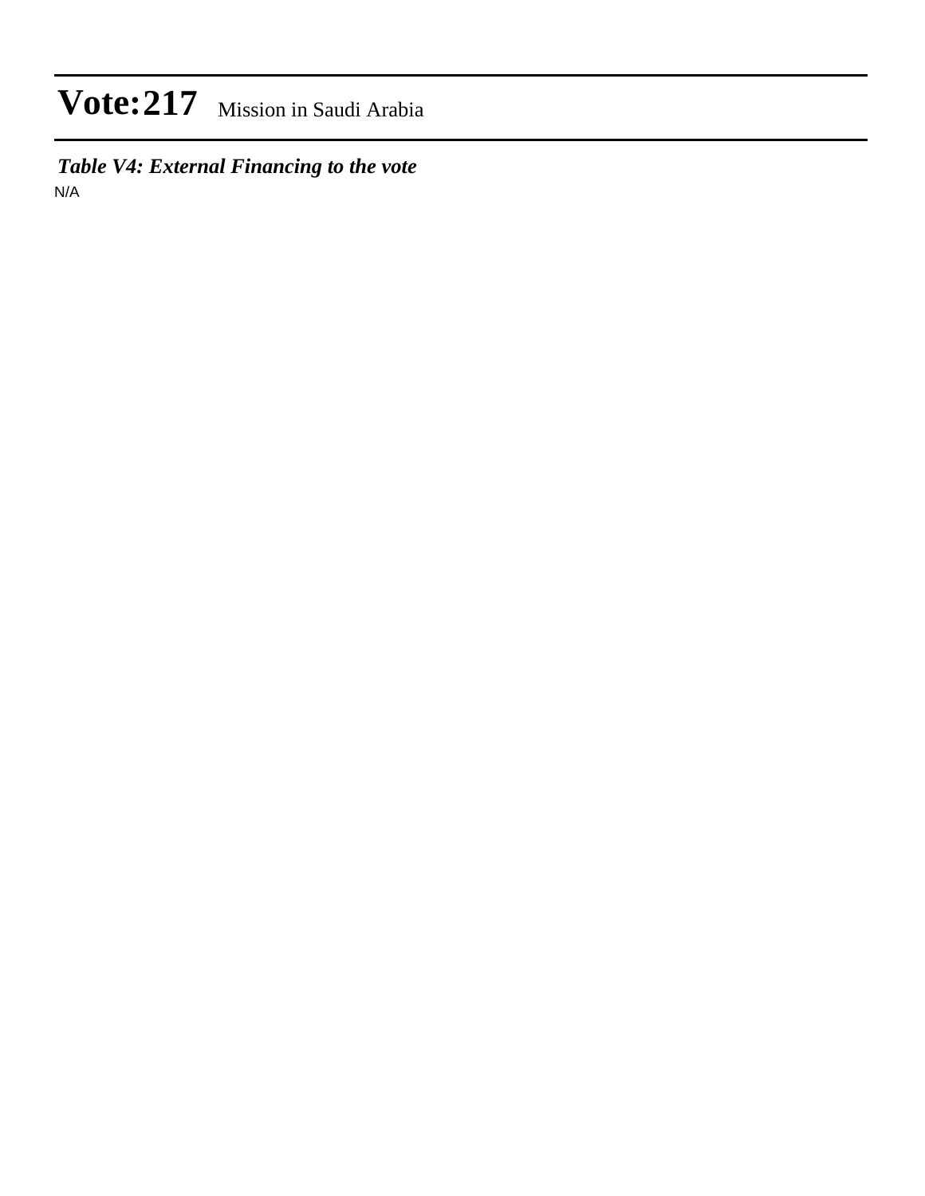# Vote:217 Mission in Saudi Arabia

***Table V4: External Financing to the vote***

N/A